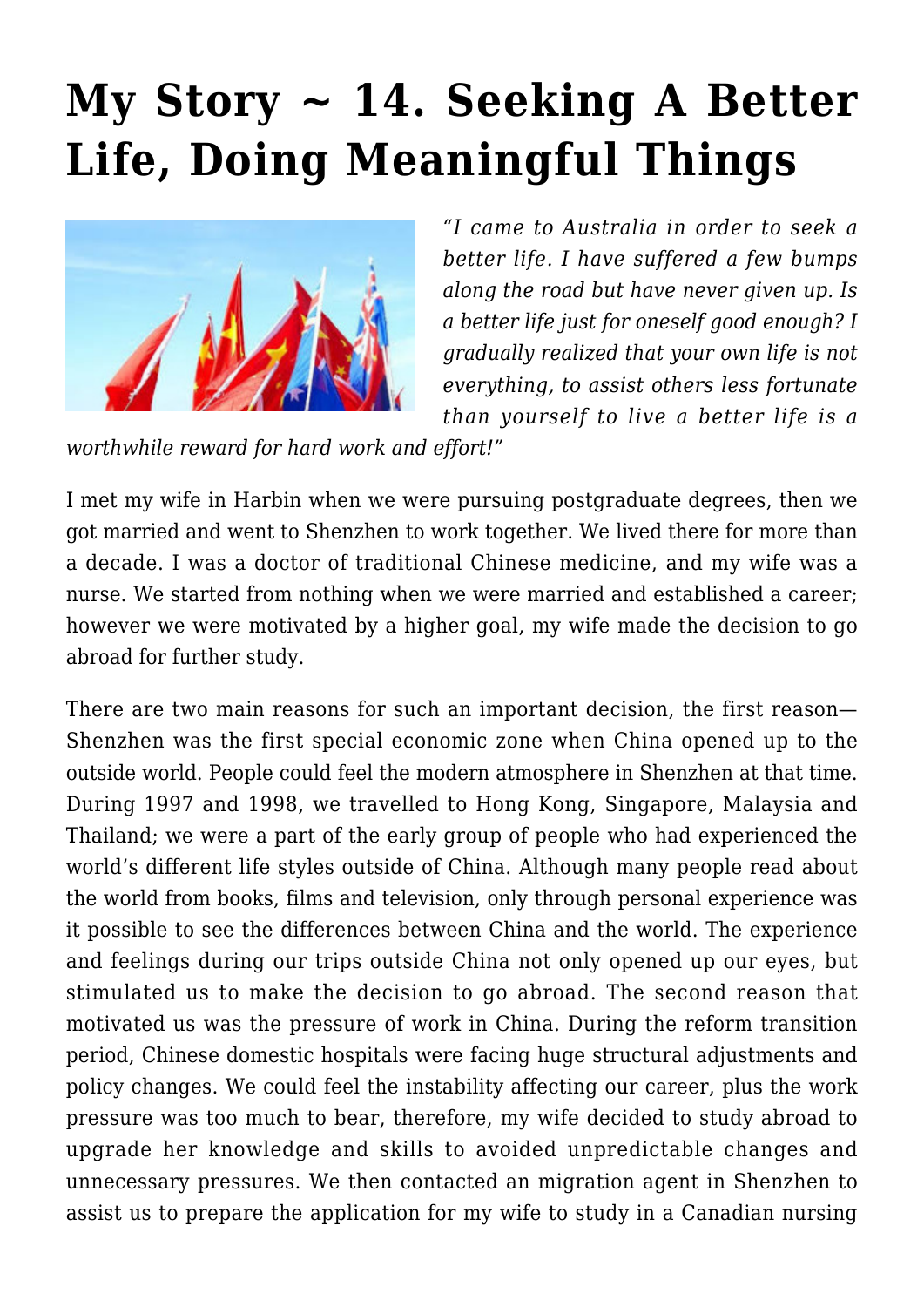# My Story ~ 14. Seeking A Better Life, Doing Meaningful Things

*"I came to Australia in order to seek a better life. I have suffered a few bumps along the road but have never given up. Is a better life just for oneself good enough? I gradually realized that your own life is not everything, to assist others less fortunate than yourself to live a better life is a worthwhile reward for hard work and effort!"*

I met my wife in Harbin when we were pursuing postgraduate degrees, then we got married and went to Shenzhen to work together. We lived there for more than a decade. I was a doctor of traditional Chinese medicine, and my wife was a nurse. We started from nothing when we were married and established a career; however we were motivated by a higher goal, my wife made the decision to go abroad for further study.

There are two main reasons for such an important decision, the first reason—Shenzhen was the first special economic zone when China opened up to the outside world. People could feel the modern atmosphere in Shenzhen at that time. During 1997 and 1998, we travelled to Hong Kong, Singapore, Malaysia and Thailand; we were a part of the early group of people who had experienced the world's different life styles outside of China. Although many people read about the world from books, films and television, only through personal experience was it possible to see the differences between China and the world. The experience and feelings during our trips outside China not only opened up our eyes, but stimulated us to make the decision to go abroad. The second reason that motivated us was the pressure of work in China. During the reform transition period, Chinese domestic hospitals were facing huge structural adjustments and policy changes. We could feel the instability affecting our career, plus the work pressure was too much to bear, therefore, my wife decided to study abroad to upgrade her knowledge and skills to avoided unpredictable changes and unnecessary pressures. We then contacted an migration agent in Shenzhen to assist us to prepare the application for my wife to study in a Canadian nursing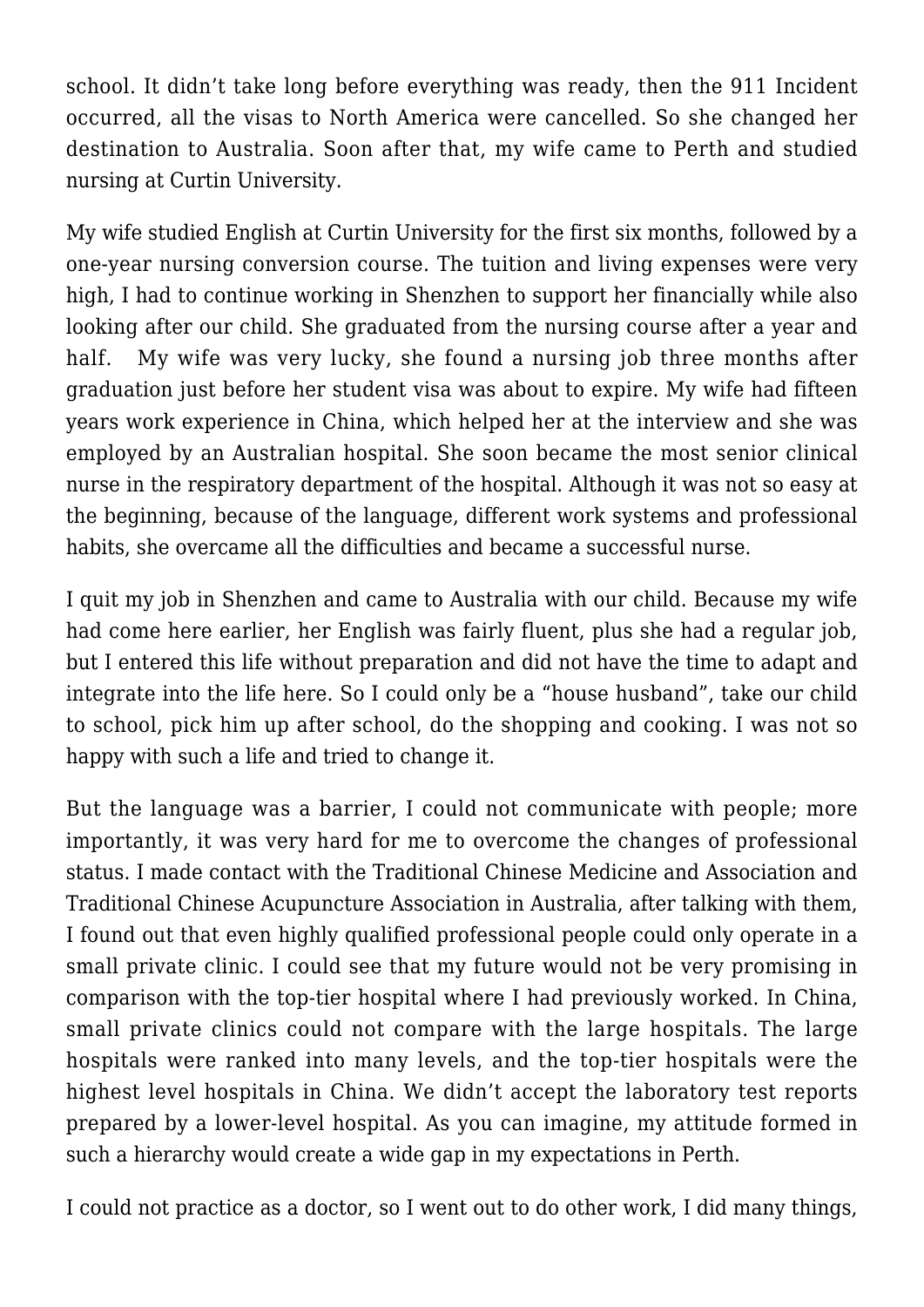school. It didn't take long before everything was ready, then the 911 Incident occurred, all the visas to North America were cancelled. So she changed her destination to Australia. Soon after that, my wife came to Perth and studied nursing at Curtin University.

My wife studied English at Curtin University for the first six months, followed by a one-year nursing conversion course. The tuition and living expenses were very high, I had to continue working in Shenzhen to support her financially while also looking after our child. She graduated from the nursing course after a year and half. My wife was very lucky, she found a nursing job three months after graduation just before her student visa was about to expire. My wife had fifteen years work experience in China, which helped her at the interview and she was employed by an Australian hospital. She soon became the most senior clinical nurse in the respiratory department of the hospital. Although it was not so easy at the beginning, because of the language, different work systems and professional habits, she overcame all the difficulties and became a successful nurse.

I quit my job in Shenzhen and came to Australia with our child. Because my wife had come here earlier, her English was fairly fluent, plus she had a regular job, but I entered this life without preparation and did not have the time to adapt and integrate into the life here. So I could only be a "house husband", take our child to school, pick him up after school, do the shopping and cooking. I was not so happy with such a life and tried to change it.

But the language was a barrier, I could not communicate with people; more importantly, it was very hard for me to overcome the changes of professional status. I made contact with the Traditional Chinese Medicine and Association and Traditional Chinese Acupuncture Association in Australia, after talking with them, I found out that even highly qualified professional people could only operate in a small private clinic. I could see that my future would not be very promising in comparison with the top-tier hospital where I had previously worked. In China, small private clinics could not compare with the large hospitals. The large hospitals were ranked into many levels, and the top-tier hospitals were the highest level hospitals in China. We didn't accept the laboratory test reports prepared by a lower-level hospital. As you can imagine, my attitude formed in such a hierarchy would create a wide gap in my expectations in Perth.

I could not practice as a doctor, so I went out to do other work, I did many things,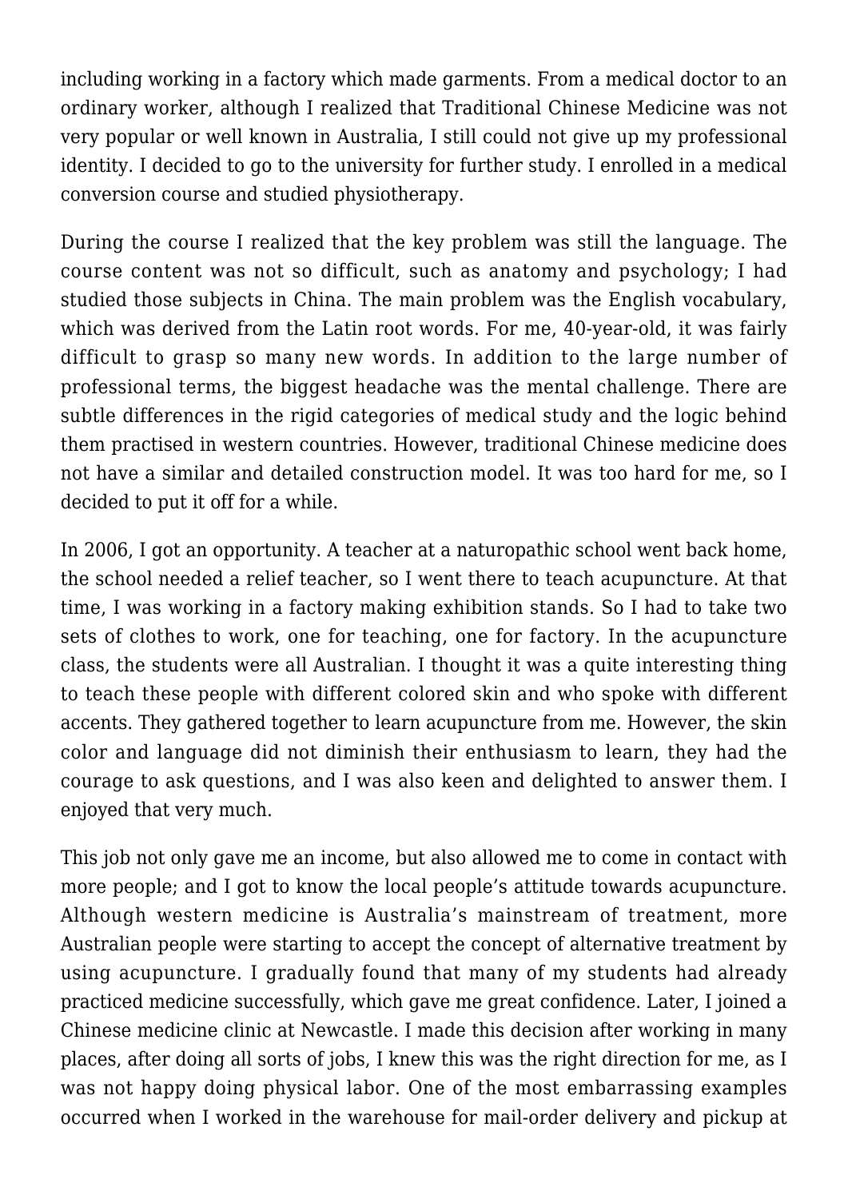including working in a factory which made garments. From a medical doctor to an ordinary worker, although I realized that Traditional Chinese Medicine was not very popular or well known in Australia, I still could not give up my professional identity. I decided to go to the university for further study. I enrolled in a medical conversion course and studied physiotherapy.

During the course I realized that the key problem was still the language. The course content was not so difficult, such as anatomy and psychology; I had studied those subjects in China. The main problem was the English vocabulary, which was derived from the Latin root words. For me, 40-year-old, it was fairly difficult to grasp so many new words. In addition to the large number of professional terms, the biggest headache was the mental challenge. There are subtle differences in the rigid categories of medical study and the logic behind them practised in western countries. However, traditional Chinese medicine does not have a similar and detailed construction model. It was too hard for me, so I decided to put it off for a while.

In 2006, I got an opportunity. A teacher at a naturopathic school went back home, the school needed a relief teacher, so I went there to teach acupuncture. At that time, I was working in a factory making exhibition stands. So I had to take two sets of clothes to work, one for teaching, one for factory. In the acupuncture class, the students were all Australian. I thought it was a quite interesting thing to teach these people with different colored skin and who spoke with different accents. They gathered together to learn acupuncture from me. However, the skin color and language did not diminish their enthusiasm to learn, they had the courage to ask questions, and I was also keen and delighted to answer them. I enjoyed that very much.

This job not only gave me an income, but also allowed me to come in contact with more people; and I got to know the local people's attitude towards acupuncture. Although western medicine is Australia's mainstream of treatment, more Australian people were starting to accept the concept of alternative treatment by using acupuncture. I gradually found that many of my students had already practiced medicine successfully, which gave me great confidence. Later, I joined a Chinese medicine clinic at Newcastle. I made this decision after working in many places, after doing all sorts of jobs, I knew this was the right direction for me, as I was not happy doing physical labor. One of the most embarrassing examples occurred when I worked in the warehouse for mail-order delivery and pickup at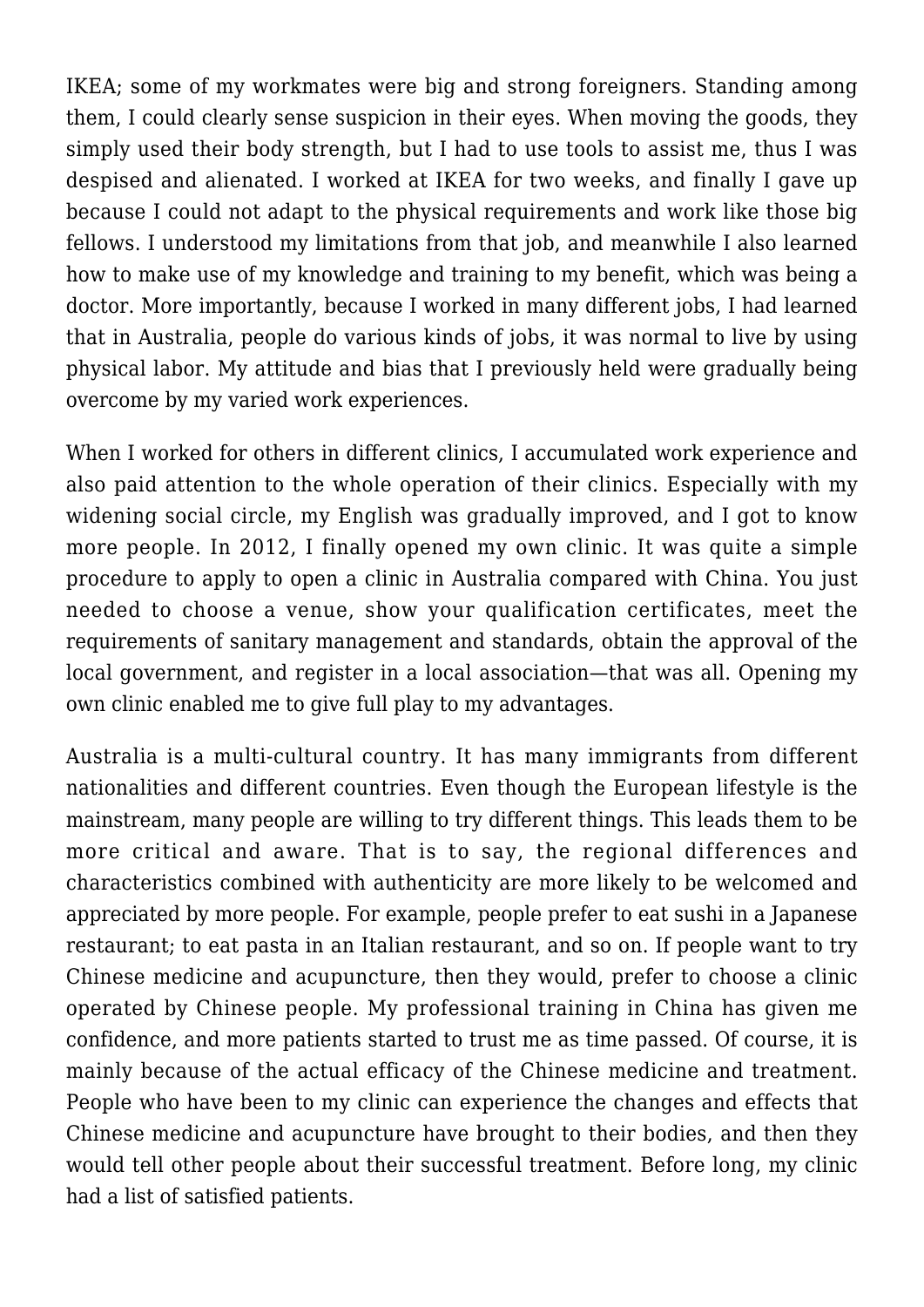IKEA; some of my workmates were big and strong foreigners. Standing among them, I could clearly sense suspicion in their eyes. When moving the goods, they simply used their body strength, but I had to use tools to assist me, thus I was despised and alienated. I worked at IKEA for two weeks, and finally I gave up because I could not adapt to the physical requirements and work like those big fellows. I understood my limitations from that job, and meanwhile I also learned how to make use of my knowledge and training to my benefit, which was being a doctor. More importantly, because I worked in many different jobs, I had learned that in Australia, people do various kinds of jobs, it was normal to live by using physical labor. My attitude and bias that I previously held were gradually being overcome by my varied work experiences.

When I worked for others in different clinics, I accumulated work experience and also paid attention to the whole operation of their clinics. Especially with my widening social circle, my English was gradually improved, and I got to know more people. In 2012, I finally opened my own clinic. It was quite a simple procedure to apply to open a clinic in Australia compared with China. You just needed to choose a venue, show your qualification certificates, meet the requirements of sanitary management and standards, obtain the approval of the local government, and register in a local association—that was all. Opening my own clinic enabled me to give full play to my advantages.

Australia is a multi-cultural country. It has many immigrants from different nationalities and different countries. Even though the European lifestyle is the mainstream, many people are willing to try different things. This leads them to be more critical and aware. That is to say, the regional differences and characteristics combined with authenticity are more likely to be welcomed and appreciated by more people. For example, people prefer to eat sushi in a Japanese restaurant; to eat pasta in an Italian restaurant, and so on. If people want to try Chinese medicine and acupuncture, then they would, prefer to choose a clinic operated by Chinese people. My professional training in China has given me confidence, and more patients started to trust me as time passed. Of course, it is mainly because of the actual efficacy of the Chinese medicine and treatment. People who have been to my clinic can experience the changes and effects that Chinese medicine and acupuncture have brought to their bodies, and then they would tell other people about their successful treatment. Before long, my clinic had a list of satisfied patients.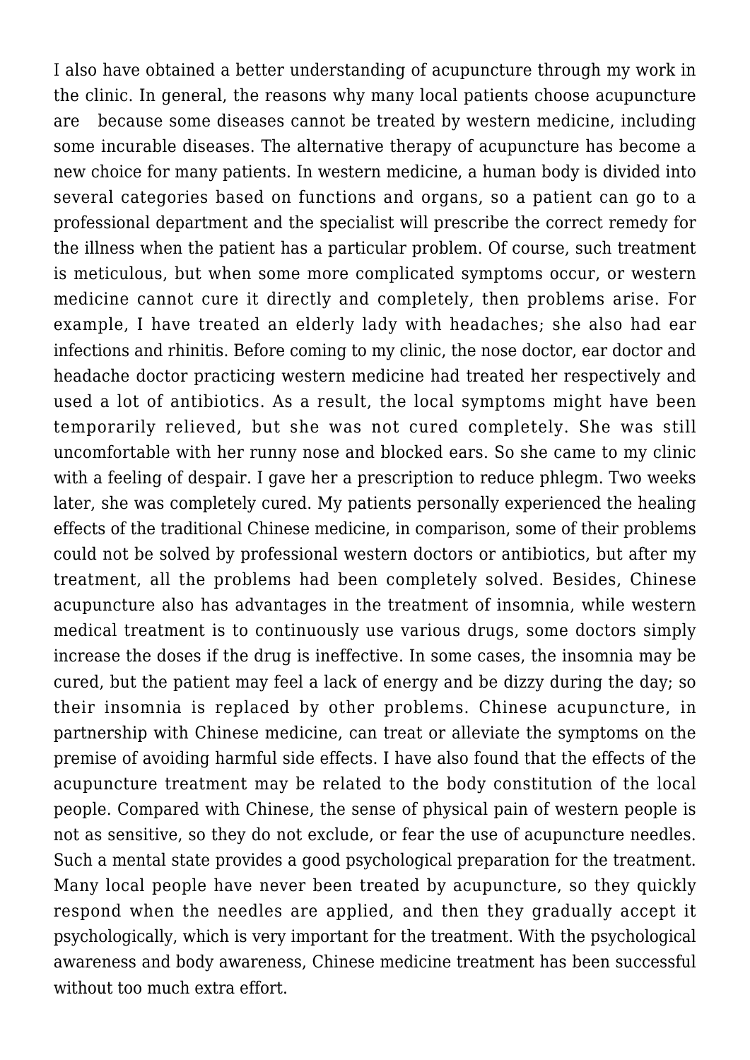I also have obtained a better understanding of acupuncture through my work in the clinic. In general, the reasons why many local patients choose acupuncture are because some diseases cannot be treated by western medicine, including some incurable diseases. The alternative therapy of acupuncture has become a new choice for many patients. In western medicine, a human body is divided into several categories based on functions and organs, so a patient can go to a professional department and the specialist will prescribe the correct remedy for the illness when the patient has a particular problem. Of course, such treatment is meticulous, but when some more complicated symptoms occur, or western medicine cannot cure it directly and completely, then problems arise. For example, I have treated an elderly lady with headaches; she also had ear infections and rhinitis. Before coming to my clinic, the nose doctor, ear doctor and headache doctor practicing western medicine had treated her respectively and used a lot of antibiotics. As a result, the local symptoms might have been temporarily relieved, but she was not cured completely. She was still uncomfortable with her runny nose and blocked ears. So she came to my clinic with a feeling of despair. I gave her a prescription to reduce phlegm. Two weeks later, she was completely cured. My patients personally experienced the healing effects of the traditional Chinese medicine, in comparison, some of their problems could not be solved by professional western doctors or antibiotics, but after my treatment, all the problems had been completely solved. Besides, Chinese acupuncture also has advantages in the treatment of insomnia, while western medical treatment is to continuously use various drugs, some doctors simply increase the doses if the drug is ineffective. In some cases, the insomnia may be cured, but the patient may feel a lack of energy and be dizzy during the day; so their insomnia is replaced by other problems. Chinese acupuncture, in partnership with Chinese medicine, can treat or alleviate the symptoms on the premise of avoiding harmful side effects. I have also found that the effects of the acupuncture treatment may be related to the body constitution of the local people. Compared with Chinese, the sense of physical pain of western people is not as sensitive, so they do not exclude, or fear the use of acupuncture needles. Such a mental state provides a good psychological preparation for the treatment. Many local people have never been treated by acupuncture, so they quickly respond when the needles are applied, and then they gradually accept it psychologically, which is very important for the treatment. With the psychological awareness and body awareness, Chinese medicine treatment has been successful without too much extra effort.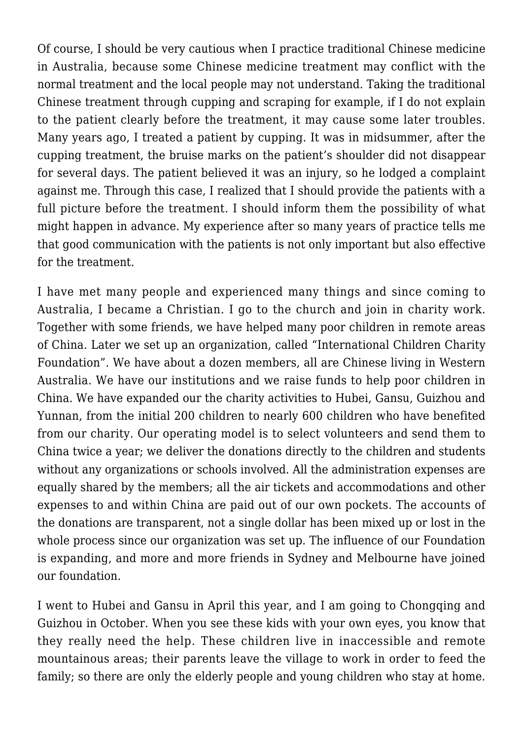Of course, I should be very cautious when I practice traditional Chinese medicine in Australia, because some Chinese medicine treatment may conflict with the normal treatment and the local people may not understand. Taking the traditional Chinese treatment through cupping and scraping for example, if I do not explain to the patient clearly before the treatment, it may cause some later troubles. Many years ago, I treated a patient by cupping. It was in midsummer, after the cupping treatment, the bruise marks on the patient's shoulder did not disappear for several days. The patient believed it was an injury, so he lodged a complaint against me. Through this case, I realized that I should provide the patients with a full picture before the treatment. I should inform them the possibility of what might happen in advance. My experience after so many years of practice tells me that good communication with the patients is not only important but also effective for the treatment.

I have met many people and experienced many things and since coming to Australia, I became a Christian. I go to the church and join in charity work. Together with some friends, we have helped many poor children in remote areas of China. Later we set up an organization, called "International Children Charity Foundation". We have about a dozen members, all are Chinese living in Western Australia. We have our institutions and we raise funds to help poor children in China. We have expanded our the charity activities to Hubei, Gansu, Guizhou and Yunnan, from the initial 200 children to nearly 600 children who have benefited from our charity. Our operating model is to select volunteers and send them to China twice a year; we deliver the donations directly to the children and students without any organizations or schools involved. All the administration expenses are equally shared by the members; all the air tickets and accommodations and other expenses to and within China are paid out of our own pockets. The accounts of the donations are transparent, not a single dollar has been mixed up or lost in the whole process since our organization was set up. The influence of our Foundation is expanding, and more and more friends in Sydney and Melbourne have joined our foundation.

I went to Hubei and Gansu in April this year, and I am going to Chongqing and Guizhou in October. When you see these kids with your own eyes, you know that they really need the help. These children live in inaccessible and remote mountainous areas; their parents leave the village to work in order to feed the family; so there are only the elderly people and young children who stay at home.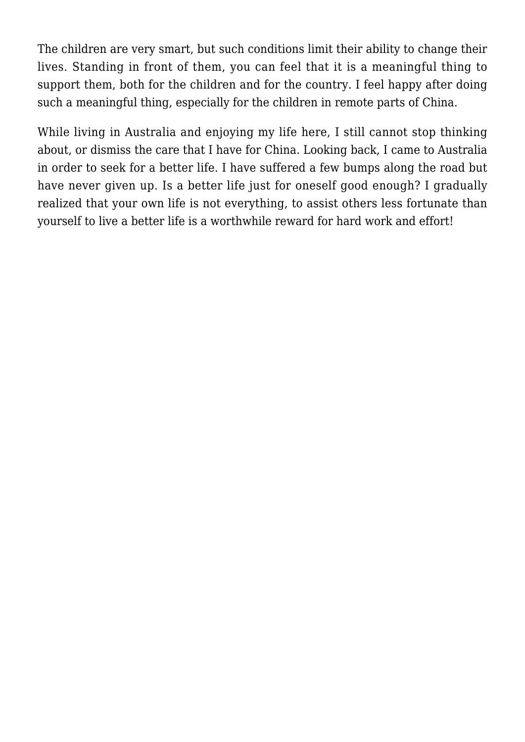The children are very smart, but such conditions limit their ability to change their lives. Standing in front of them, you can feel that it is a meaningful thing to support them, both for the children and for the country. I feel happy after doing such a meaningful thing, especially for the children in remote parts of China.

While living in Australia and enjoying my life here, I still cannot stop thinking about, or dismiss the care that I have for China. Looking back, I came to Australia in order to seek for a better life. I have suffered a few bumps along the road but have never given up. Is a better life just for oneself good enough? I gradually realized that your own life is not everything, to assist others less fortunate than yourself to live a better life is a worthwhile reward for hard work and effort!